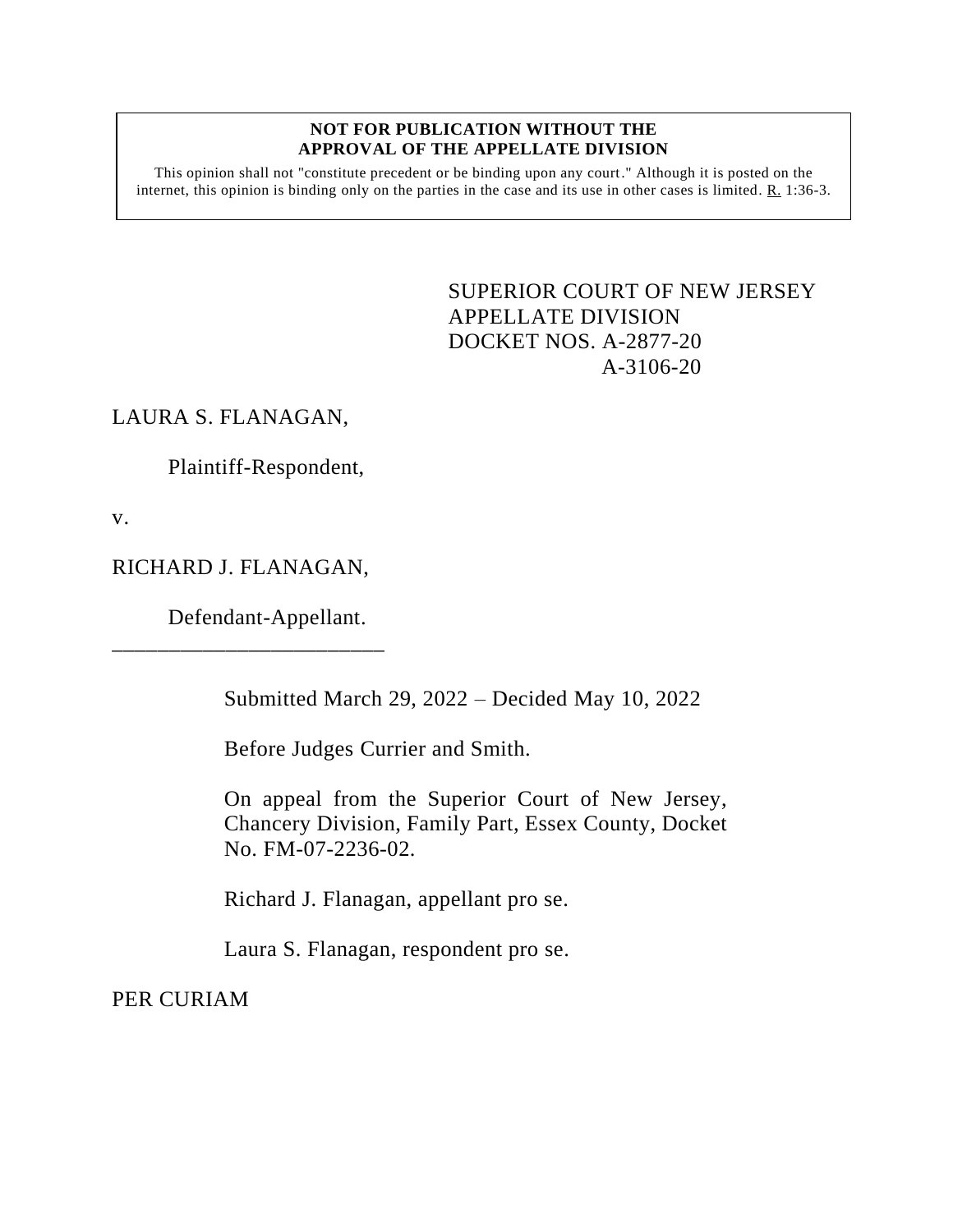**NOT FOR PUBLICATION WITHOUT THE APPROVAL OF THE APPELLATE DIVISION**

This opinion shall not "constitute precedent or be binding upon any court." Although it is posted on the internet, this opinion is binding only on the parties in the case and its use in other cases is limited. R. 1:36-3.

SUPERIOR COURT OF NEW JERSEY
APPELLATE DIVISION
DOCKET NOS. A-2877-20
A-3106-20

LAURA S. FLANAGAN,

Plaintiff-Respondent,

v.

RICHARD J. FLANAGAN,

Defendant-Appellant.

\_\_\_\_\_\_\_\_\_\_\_\_\_\_\_\_\_\_\_\_\_\_\_\_

Submitted March 29, 2022 – Decided May 10, 2022

Before Judges Currier and Smith.

On appeal from the Superior Court of New Jersey, Chancery Division, Family Part, Essex County, Docket No. FM-07-2236-02.

Richard J. Flanagan, appellant pro se.

Laura S. Flanagan, respondent pro se.

PER CURIAM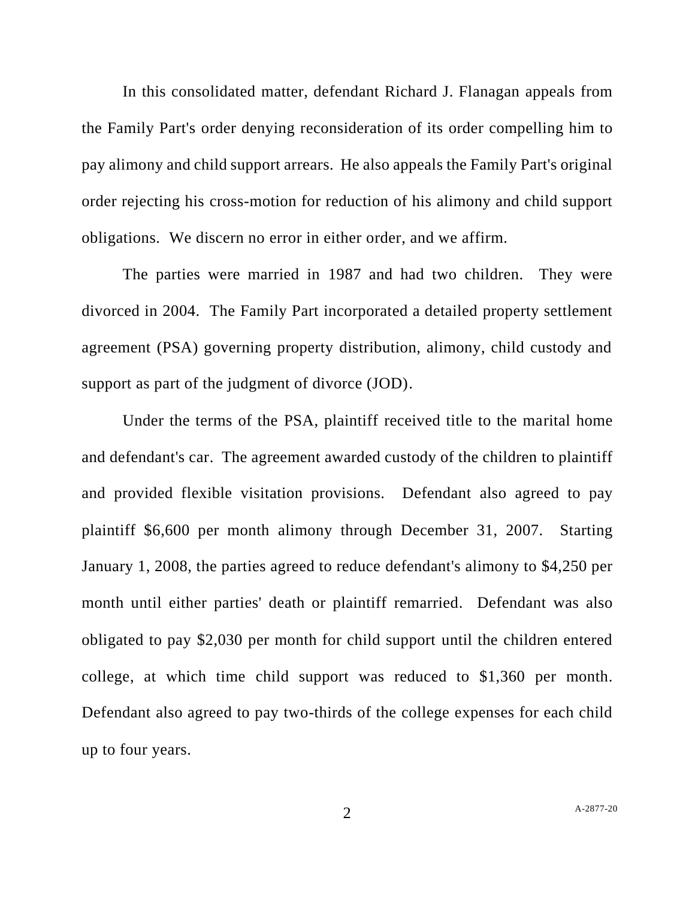In this consolidated matter, defendant Richard J. Flanagan appeals from the Family Part's order denying reconsideration of its order compelling him to pay alimony and child support arrears. He also appeals the Family Part's original order rejecting his cross-motion for reduction of his alimony and child support obligations. We discern no error in either order, and we affirm.

The parties were married in 1987 and had two children. They were divorced in 2004. The Family Part incorporated a detailed property settlement agreement (PSA) governing property distribution, alimony, child custody and support as part of the judgment of divorce (JOD).

Under the terms of the PSA, plaintiff received title to the marital home and defendant's car. The agreement awarded custody of the children to plaintiff and provided flexible visitation provisions. Defendant also agreed to pay plaintiff $6,600 per month alimony through December 31, 2007. Starting January 1, 2008, the parties agreed to reduce defendant's alimony to $4,250 per month until either parties' death or plaintiff remarried. Defendant was also obligated to pay $2,030 per month for child support until the children entered college, at which time child support was reduced to $1,360 per month. Defendant also agreed to pay two-thirds of the college expenses for each child up to four years.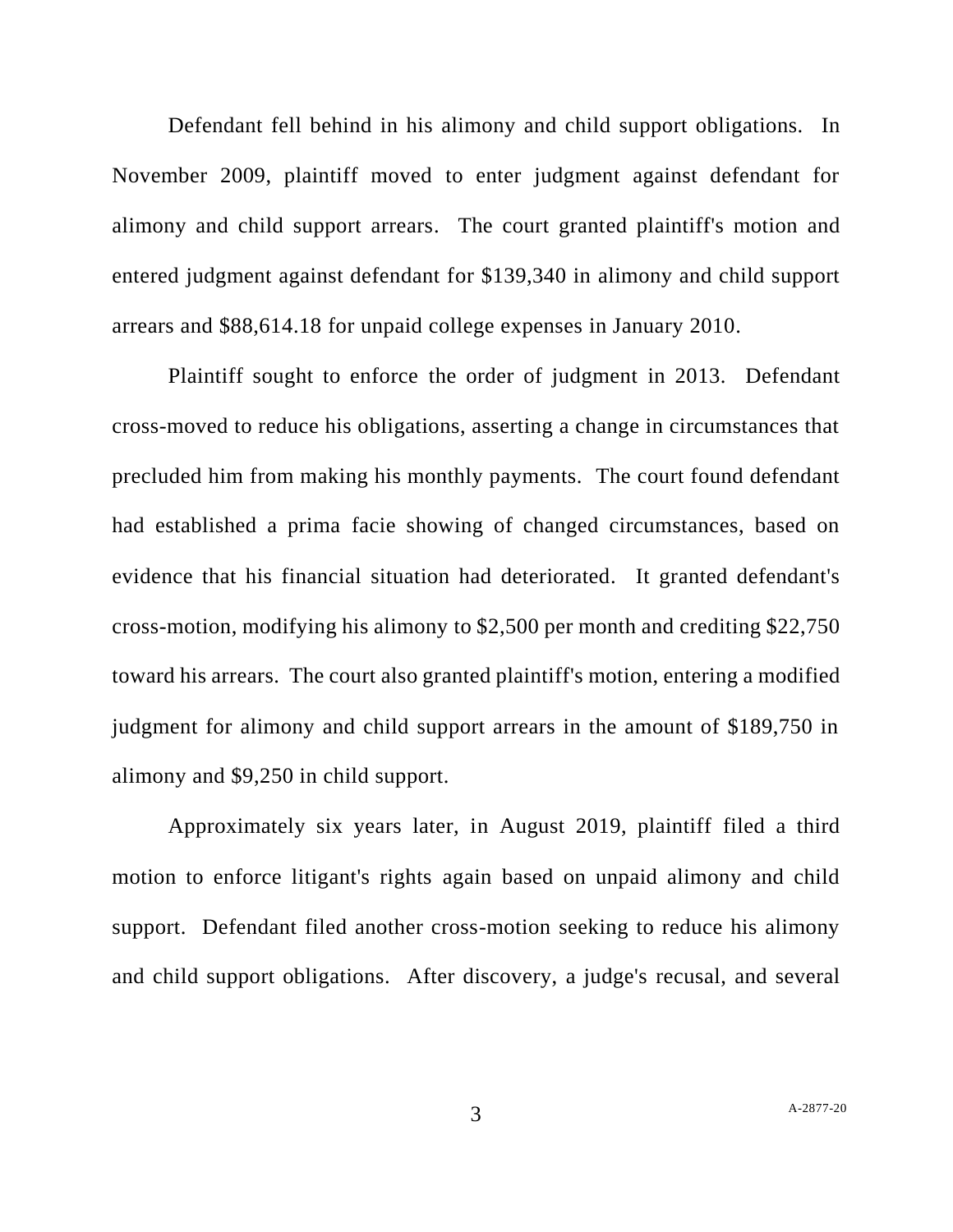Defendant fell behind in his alimony and child support obligations. In November 2009, plaintiff moved to enter judgment against defendant for alimony and child support arrears. The court granted plaintiff's motion and entered judgment against defendant for $139,340 in alimony and child support arrears and $88,614.18 for unpaid college expenses in January 2010.

Plaintiff sought to enforce the order of judgment in 2013. Defendant cross-moved to reduce his obligations, asserting a change in circumstances that precluded him from making his monthly payments. The court found defendant had established a prima facie showing of changed circumstances, based on evidence that his financial situation had deteriorated. It granted defendant's cross-motion, modifying his alimony to $2,500 per month and crediting $22,750 toward his arrears. The court also granted plaintiff's motion, entering a modified judgment for alimony and child support arrears in the amount of $189,750 in alimony and $9,250 in child support.

Approximately six years later, in August 2019, plaintiff filed a third motion to enforce litigant's rights again based on unpaid alimony and child support. Defendant filed another cross-motion seeking to reduce his alimony and child support obligations. After discovery, a judge's recusal, and several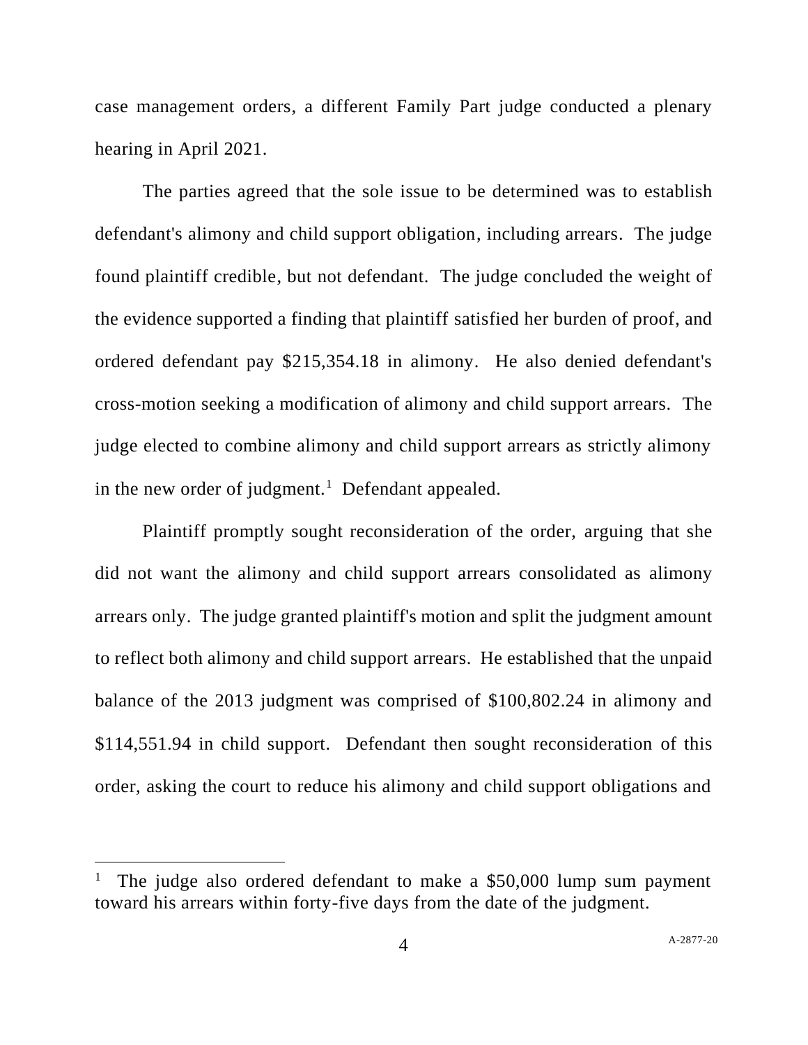case management orders, a different Family Part judge conducted a plenary hearing in April 2021.

The parties agreed that the sole issue to be determined was to establish defendant's alimony and child support obligation, including arrears. The judge found plaintiff credible, but not defendant. The judge concluded the weight of the evidence supported a finding that plaintiff satisfied her burden of proof, and ordered defendant pay $215,354.18 in alimony. He also denied defendant's cross-motion seeking a modification of alimony and child support arrears. The judge elected to combine alimony and child support arrears as strictly alimony in the new order of judgment.[1] Defendant appealed.

Plaintiff promptly sought reconsideration of the order, arguing that she did not want the alimony and child support arrears consolidated as alimony arrears only. The judge granted plaintiff's motion and split the judgment amount to reflect both alimony and child support arrears. He established that the unpaid balance of the 2013 judgment was comprised of $100,802.24 in alimony and $114,551.94 in child support. Defendant then sought reconsideration of this order, asking the court to reduce his alimony and child support obligations and

---

[1] The judge also ordered defendant to make a $50,000 lump sum payment toward his arrears within forty-five days from the date of the judgment.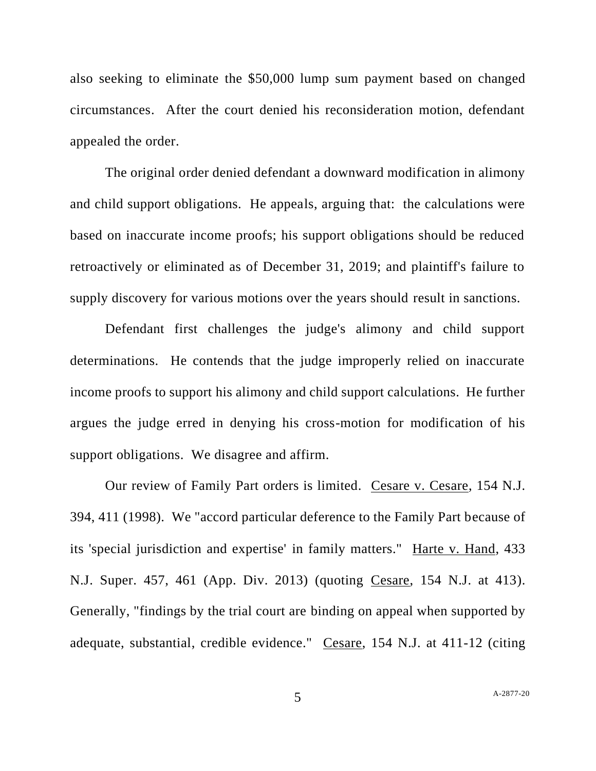also seeking to eliminate the $50,000 lump sum payment based on changed circumstances. After the court denied his reconsideration motion, defendant appealed the order.

The original order denied defendant a downward modification in alimony and child support obligations. He appeals, arguing that: the calculations were based on inaccurate income proofs; his support obligations should be reduced retroactively or eliminated as of December 31, 2019; and plaintiff's failure to supply discovery for various motions over the years should result in sanctions.

Defendant first challenges the judge's alimony and child support determinations. He contends that the judge improperly relied on inaccurate income proofs to support his alimony and child support calculations. He further argues the judge erred in denying his cross-motion for modification of his support obligations. We disagree and affirm.

Our review of Family Part orders is limited. Cesare v. Cesare, 154 N.J. 394, 411 (1998). We "accord particular deference to the Family Part because of its 'special jurisdiction and expertise' in family matters." Harte v. Hand, 433 N.J. Super. 457, 461 (App. Div. 2013) (quoting Cesare, 154 N.J. at 413). Generally, "findings by the trial court are binding on appeal when supported by adequate, substantial, credible evidence." Cesare, 154 N.J. at 411-12 (citing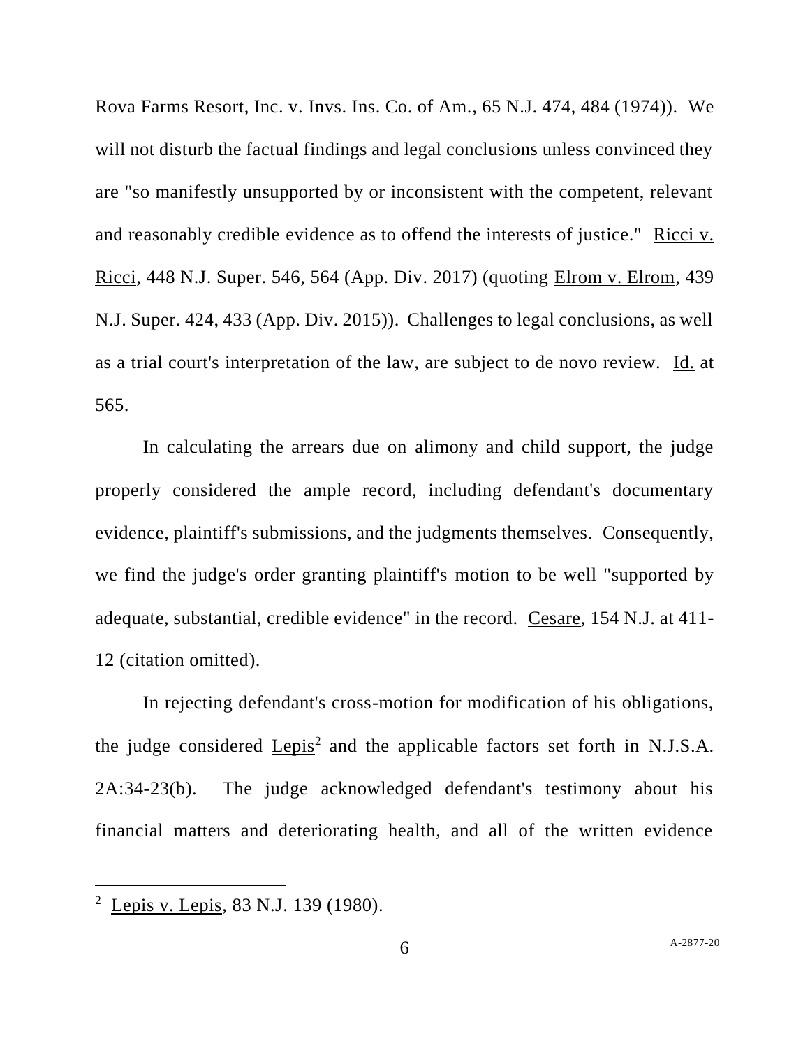Rova Farms Resort, Inc. v. Invs. Ins. Co. of Am., 65 N.J. 474, 484 (1974)). We will not disturb the factual findings and legal conclusions unless convinced they are "so manifestly unsupported by or inconsistent with the competent, relevant and reasonably credible evidence as to offend the interests of justice." Ricci v. Ricci, 448 N.J. Super. 546, 564 (App. Div. 2017) (quoting Elrom v. Elrom, 439 N.J. Super. 424, 433 (App. Div. 2015)). Challenges to legal conclusions, as well as a trial court's interpretation of the law, are subject to de novo review. Id. at 565.

In calculating the arrears due on alimony and child support, the judge properly considered the ample record, including defendant's documentary evidence, plaintiff's submissions, and the judgments themselves. Consequently, we find the judge's order granting plaintiff's motion to be well "supported by adequate, substantial, credible evidence" in the record. Cesare, 154 N.J. at 411-12 (citation omitted).

In rejecting defendant's cross-motion for modification of his obligations, the judge considered Lepis[2] and the applicable factors set forth in N.J.S.A. 2A:34-23(b). The judge acknowledged defendant's testimony about his financial matters and deteriorating health, and all of the written evidence

---

[2] Lepis v. Lepis, 83 N.J. 139 (1980).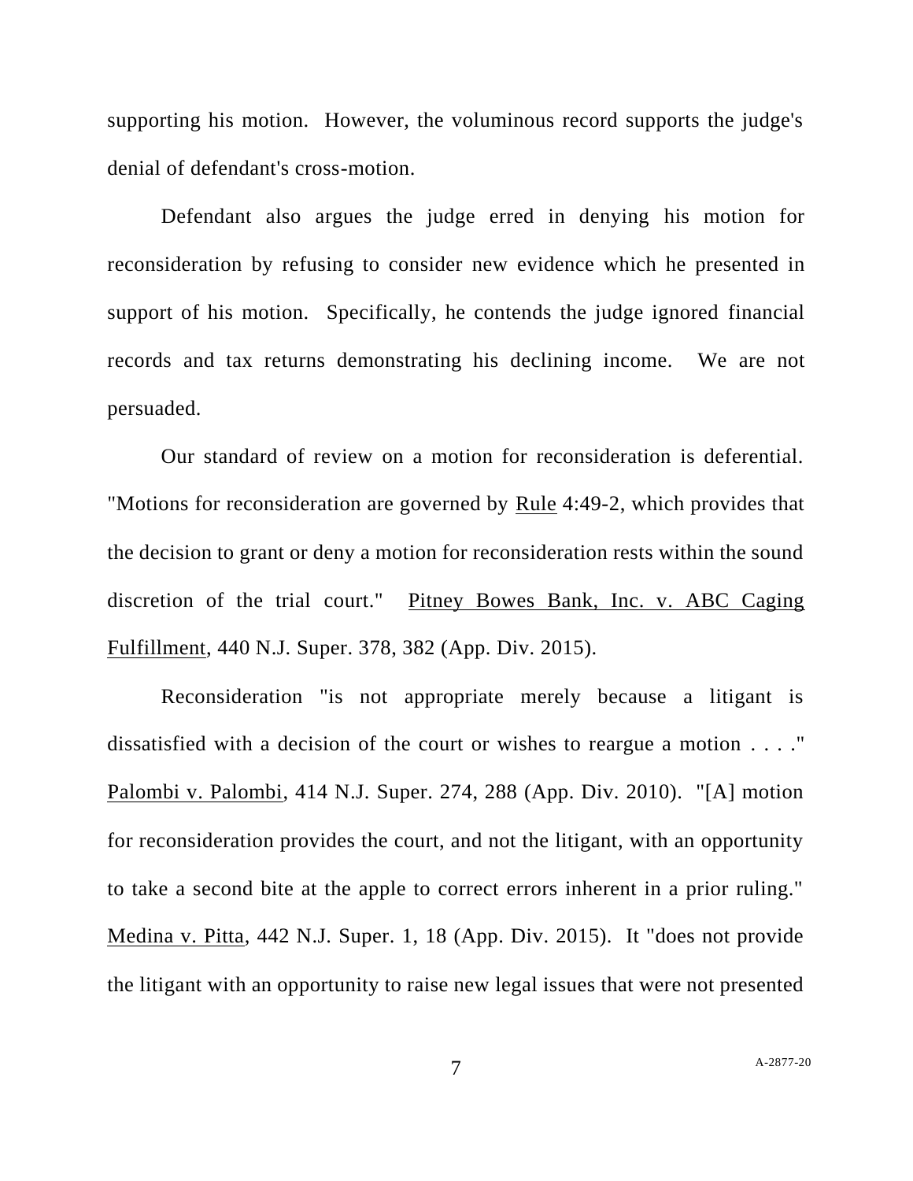supporting his motion. However, the voluminous record supports the judge's denial of defendant's cross-motion.

Defendant also argues the judge erred in denying his motion for reconsideration by refusing to consider new evidence which he presented in support of his motion. Specifically, he contends the judge ignored financial records and tax returns demonstrating his declining income. We are not persuaded.

Our standard of review on a motion for reconsideration is deferential. "Motions for reconsideration are governed by Rule 4:49-2, which provides that the decision to grant or deny a motion for reconsideration rests within the sound discretion of the trial court." Pitney Bowes Bank, Inc. v. ABC Caging Fulfillment, 440 N.J. Super. 378, 382 (App. Div. 2015).

Reconsideration "is not appropriate merely because a litigant is dissatisfied with a decision of the court or wishes to reargue a motion . . . ." Palombi v. Palombi, 414 N.J. Super. 274, 288 (App. Div. 2010). "[A] motion for reconsideration provides the court, and not the litigant, with an opportunity to take a second bite at the apple to correct errors inherent in a prior ruling." Medina v. Pitta, 442 N.J. Super. 1, 18 (App. Div. 2015). It "does not provide the litigant with an opportunity to raise new legal issues that were not presented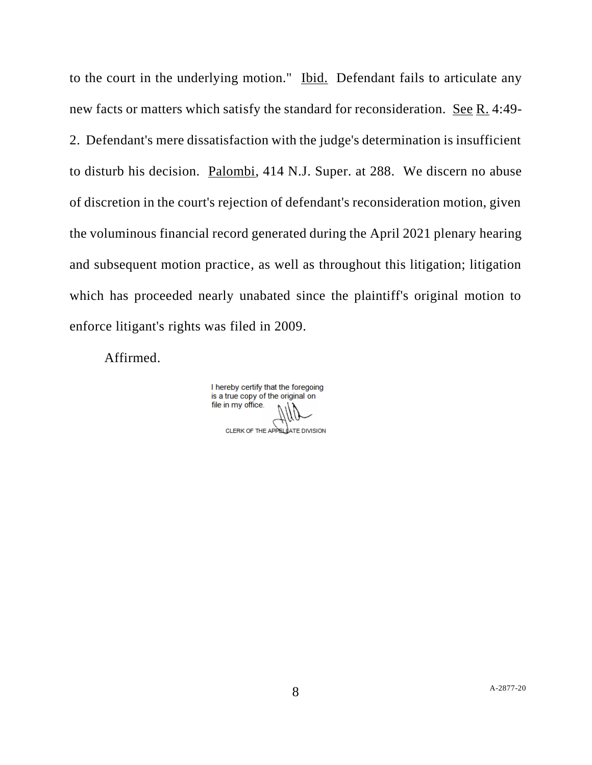to the court in the underlying motion." Ibid. Defendant fails to articulate any new facts or matters which satisfy the standard for reconsideration. See R. 4:49-2. Defendant's mere dissatisfaction with the judge's determination is insufficient to disturb his decision. Palombi, 414 N.J. Super. at 288. We discern no abuse of discretion in the court's rejection of defendant's reconsideration motion, given the voluminous financial record generated during the April 2021 plenary hearing and subsequent motion practice, as well as throughout this litigation; litigation which has proceeded nearly unabated since the plaintiff's original motion to enforce litigant's rights was filed in 2009.

Affirmed.

I hereby certify that the foregoing is a true copy of the original on file in my office.

CLERK OF THE APPELLATE DIVISION